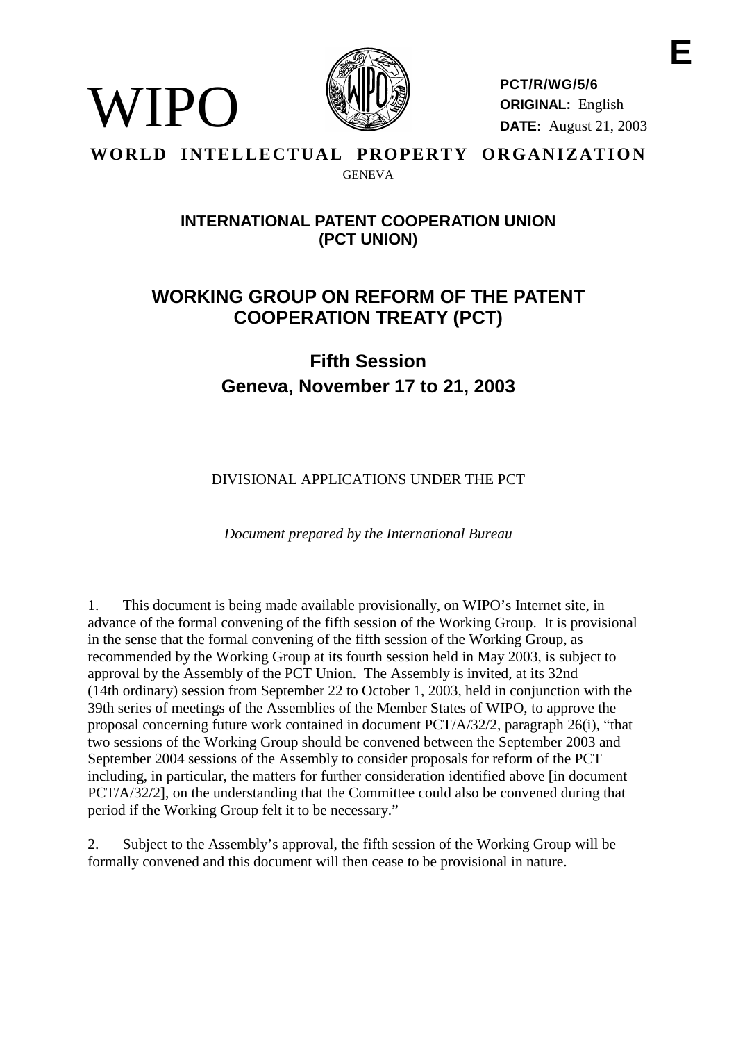E

WIPO

**PCT/R/WG/5/6**
**ORIGINAL:** English
**DATE:** August 21, 2003

**WORLD INTELLECTUAL PROPERTY ORGANIZATION**
GENEVA

## INTERNATIONAL PATENT COOPERATION UNION (PCT UNION)

# WORKING GROUP ON REFORM OF THE PATENT COOPERATION TREATY (PCT)

## Fifth Session
## Geneva, November 17 to 21, 2003

DIVISIONAL APPLICATIONS UNDER THE PCT

*Document prepared by the International Bureau*

1. This document is being made available provisionally, on WIPO's Internet site, in advance of the formal convening of the fifth session of the Working Group. It is provisional in the sense that the formal convening of the fifth session of the Working Group, as recommended by the Working Group at its fourth session held in May 2003, is subject to approval by the Assembly of the PCT Union. The Assembly is invited, at its 32nd (14th ordinary) session from September 22 to October 1, 2003, held in conjunction with the 39th series of meetings of the Assemblies of the Member States of WIPO, to approve the proposal concerning future work contained in document PCT/A/32/2, paragraph 26(i), "that two sessions of the Working Group should be convened between the September 2003 and September 2004 sessions of the Assembly to consider proposals for reform of the PCT including, in particular, the matters for further consideration identified above [in document PCT/A/32/2], on the understanding that the Committee could also be convened during that period if the Working Group felt it to be necessary."

2. Subject to the Assembly's approval, the fifth session of the Working Group will be formally convened and this document will then cease to be provisional in nature.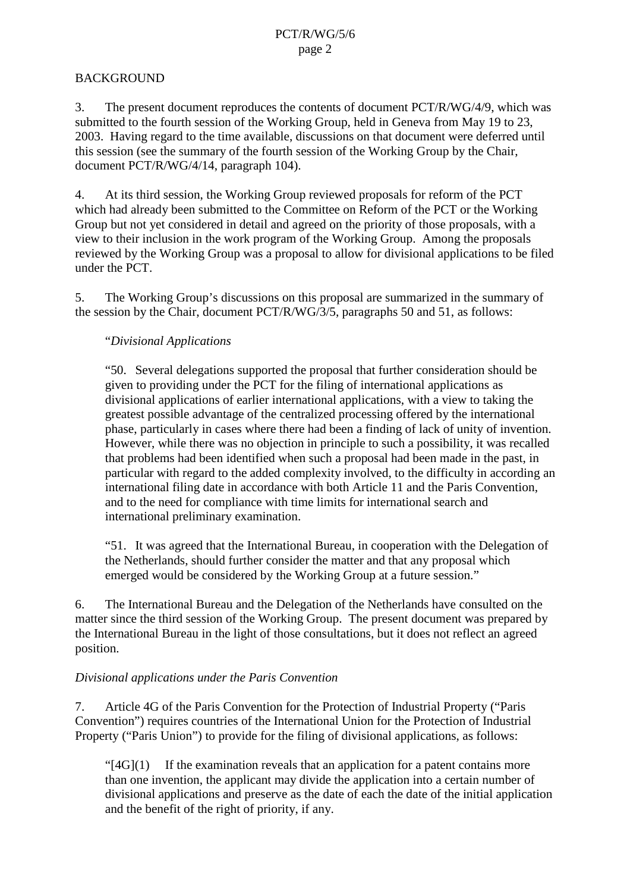## BACKGROUND

3. The present document reproduces the contents of document PCT/R/WG/4/9, which was submitted to the fourth session of the Working Group, held in Geneva from May 19 to 23, 2003. Having regard to the time available, discussions on that document were deferred until this session (see the summary of the fourth session of the Working Group by the Chair, document PCT/R/WG/4/14, paragraph 104).

4. At its third session, the Working Group reviewed proposals for reform of the PCT which had already been submitted to the Committee on Reform of the PCT or the Working Group but not yet considered in detail and agreed on the priority of those proposals, with a view to their inclusion in the work program of the Working Group. Among the proposals reviewed by the Working Group was a proposal to allow for divisional applications to be filed under the PCT.

5. The Working Group's discussions on this proposal are summarized in the summary of the session by the Chair, document PCT/R/WG/3/5, paragraphs 50 and 51, as follows:

> "*Divisional Applications*
>
> "50. Several delegations supported the proposal that further consideration should be given to providing under the PCT for the filing of international applications as divisional applications of earlier international applications, with a view to taking the greatest possible advantage of the centralized processing offered by the international phase, particularly in cases where there had been a finding of lack of unity of invention. However, while there was no objection in principle to such a possibility, it was recalled that problems had been identified when such a proposal had been made in the past, in particular with regard to the added complexity involved, to the difficulty in according an international filing date in accordance with both Article 11 and the Paris Convention, and to the need for compliance with time limits for international search and international preliminary examination.
>
> "51. It was agreed that the International Bureau, in cooperation with the Delegation of the Netherlands, should further consider the matter and that any proposal which emerged would be considered by the Working Group at a future session."

6. The International Bureau and the Delegation of the Netherlands have consulted on the matter since the third session of the Working Group. The present document was prepared by the International Bureau in the light of those consultations, but it does not reflect an agreed position.

*Divisional applications under the Paris Convention*

7. Article 4G of the Paris Convention for the Protection of Industrial Property ("Paris Convention") requires countries of the International Union for the Protection of Industrial Property ("Paris Union") to provide for the filing of divisional applications, as follows:

> "[4G](1) If the examination reveals that an application for a patent contains more than one invention, the applicant may divide the application into a certain number of divisional applications and preserve as the date of each the date of the initial application and the benefit of the right of priority, if any.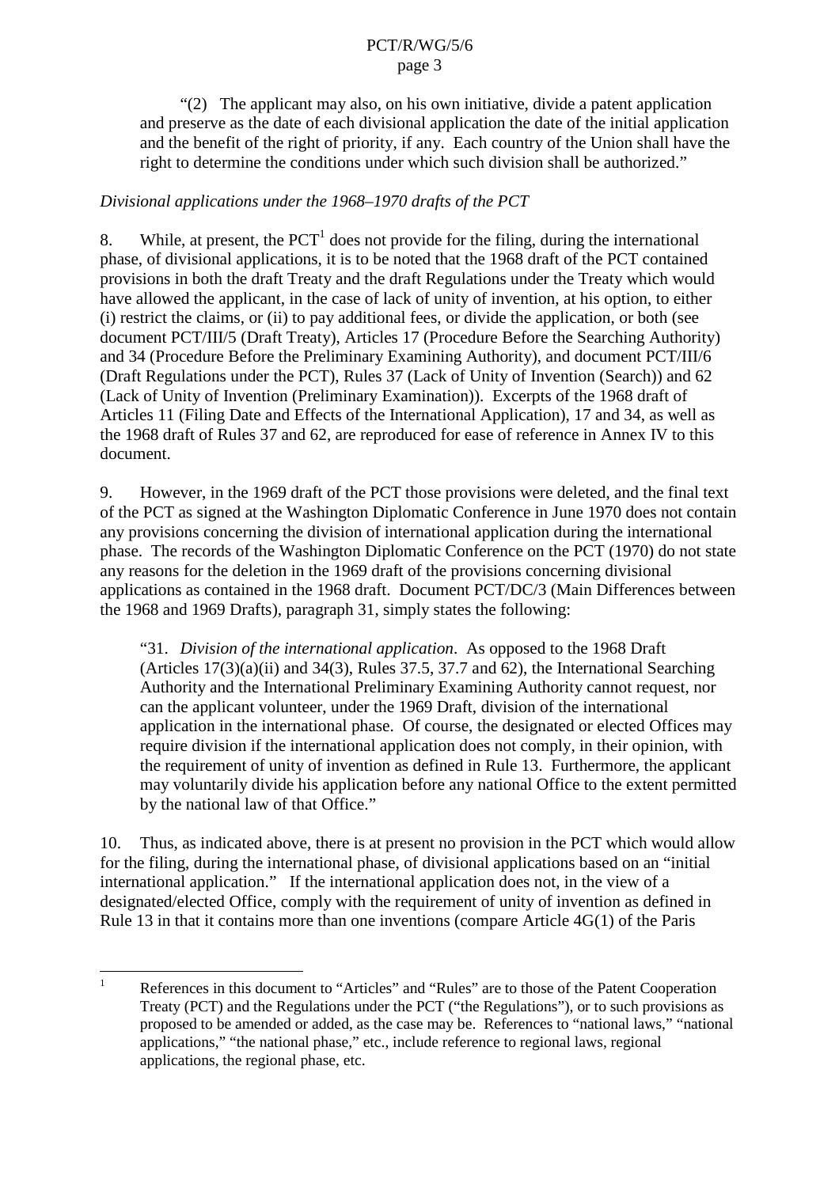"(2) The applicant may also, on his own initiative, divide a patent application and preserve as the date of each divisional application the date of the initial application and the benefit of the right of priority, if any. Each country of the Union shall have the right to determine the conditions under which such division shall be authorized."

*Divisional applications under the 1968–1970 drafts of the PCT*

8. While, at present, the PCT[1] does not provide for the filing, during the international phase, of divisional applications, it is to be noted that the 1968 draft of the PCT contained provisions in both the draft Treaty and the draft Regulations under the Treaty which would have allowed the applicant, in the case of lack of unity of invention, at his option, to either (i) restrict the claims, or (ii) to pay additional fees, or divide the application, or both (see document PCT/III/5 (Draft Treaty), Articles 17 (Procedure Before the Searching Authority) and 34 (Procedure Before the Preliminary Examining Authority), and document PCT/III/6 (Draft Regulations under the PCT), Rules 37 (Lack of Unity of Invention (Search)) and 62 (Lack of Unity of Invention (Preliminary Examination)). Excerpts of the 1968 draft of Articles 11 (Filing Date and Effects of the International Application), 17 and 34, as well as the 1968 draft of Rules 37 and 62, are reproduced for ease of reference in Annex IV to this document.

9. However, in the 1969 draft of the PCT those provisions were deleted, and the final text of the PCT as signed at the Washington Diplomatic Conference in June 1970 does not contain any provisions concerning the division of international application during the international phase. The records of the Washington Diplomatic Conference on the PCT (1970) do not state any reasons for the deletion in the 1969 draft of the provisions concerning divisional applications as contained in the 1968 draft. Document PCT/DC/3 (Main Differences between the 1968 and 1969 Drafts), paragraph 31, simply states the following:

"31. *Division of the international application*. As opposed to the 1968 Draft (Articles 17(3)(a)(ii) and 34(3), Rules 37.5, 37.7 and 62), the International Searching Authority and the International Preliminary Examining Authority cannot request, nor can the applicant volunteer, under the 1969 Draft, division of the international application in the international phase. Of course, the designated or elected Offices may require division if the international application does not comply, in their opinion, with the requirement of unity of invention as defined in Rule 13. Furthermore, the applicant may voluntarily divide his application before any national Office to the extent permitted by the national law of that Office."

10. Thus, as indicated above, there is at present no provision in the PCT which would allow for the filing, during the international phase, of divisional applications based on an "initial international application." If the international application does not, in the view of a designated/elected Office, comply with the requirement of unity of invention as defined in Rule 13 in that it contains more than one inventions (compare Article 4G(1) of the Paris

[1] References in this document to "Articles" and "Rules" are to those of the Patent Cooperation Treaty (PCT) and the Regulations under the PCT ("the Regulations"), or to such provisions as proposed to be amended or added, as the case may be. References to "national laws," "national applications," "the national phase," etc., include reference to regional laws, regional applications, the regional phase, etc.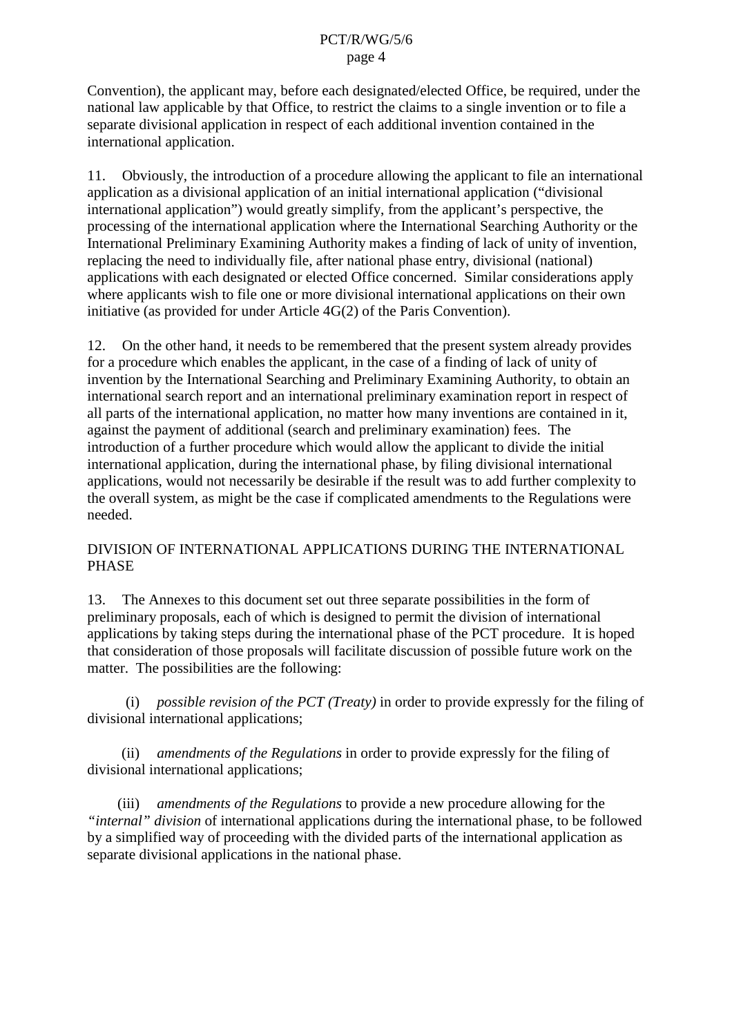Convention), the applicant may, before each designated/elected Office, be required, under the national law applicable by that Office, to restrict the claims to a single invention or to file a separate divisional application in respect of each additional invention contained in the international application.

11. Obviously, the introduction of a procedure allowing the applicant to file an international application as a divisional application of an initial international application ("divisional international application") would greatly simplify, from the applicant's perspective, the processing of the international application where the International Searching Authority or the International Preliminary Examining Authority makes a finding of lack of unity of invention, replacing the need to individually file, after national phase entry, divisional (national) applications with each designated or elected Office concerned. Similar considerations apply where applicants wish to file one or more divisional international applications on their own initiative (as provided for under Article 4G(2) of the Paris Convention).

12. On the other hand, it needs to be remembered that the present system already provides for a procedure which enables the applicant, in the case of a finding of lack of unity of invention by the International Searching and Preliminary Examining Authority, to obtain an international search report and an international preliminary examination report in respect of all parts of the international application, no matter how many inventions are contained in it, against the payment of additional (search and preliminary examination) fees. The introduction of a further procedure which would allow the applicant to divide the initial international application, during the international phase, by filing divisional international applications, would not necessarily be desirable if the result was to add further complexity to the overall system, as might be the case if complicated amendments to the Regulations were needed.

## DIVISION OF INTERNATIONAL APPLICATIONS DURING THE INTERNATIONAL PHASE

13. The Annexes to this document set out three separate possibilities in the form of preliminary proposals, each of which is designed to permit the division of international applications by taking steps during the international phase of the PCT procedure. It is hoped that consideration of those proposals will facilitate discussion of possible future work on the matter. The possibilities are the following:

(i) *possible revision of the PCT (Treaty)* in order to provide expressly for the filing of divisional international applications;

(ii) *amendments of the Regulations* in order to provide expressly for the filing of divisional international applications;

(iii) *amendments of the Regulations* to provide a new procedure allowing for the *"internal" division* of international applications during the international phase, to be followed by a simplified way of proceeding with the divided parts of the international application as separate divisional applications in the national phase.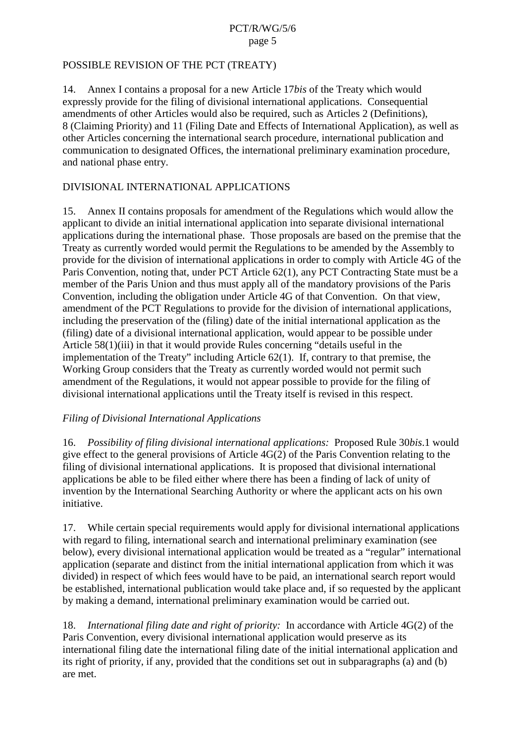## POSSIBLE REVISION OF THE PCT (TREATY)

14. Annex I contains a proposal for a new Article 17*bis* of the Treaty which would expressly provide for the filing of divisional international applications. Consequential amendments of other Articles would also be required, such as Articles 2 (Definitions), 8 (Claiming Priority) and 11 (Filing Date and Effects of International Application), as well as other Articles concerning the international search procedure, international publication and communication to designated Offices, the international preliminary examination procedure, and national phase entry.

## DIVISIONAL INTERNATIONAL APPLICATIONS

15. Annex II contains proposals for amendment of the Regulations which would allow the applicant to divide an initial international application into separate divisional international applications during the international phase. Those proposals are based on the premise that the Treaty as currently worded would permit the Regulations to be amended by the Assembly to provide for the division of international applications in order to comply with Article 4G of the Paris Convention, noting that, under PCT Article 62(1), any PCT Contracting State must be a member of the Paris Union and thus must apply all of the mandatory provisions of the Paris Convention, including the obligation under Article 4G of that Convention. On that view, amendment of the PCT Regulations to provide for the division of international applications, including the preservation of the (filing) date of the initial international application as the (filing) date of a divisional international application, would appear to be possible under Article 58(1)(iii) in that it would provide Rules concerning "details useful in the implementation of the Treaty" including Article 62(1). If, contrary to that premise, the Working Group considers that the Treaty as currently worded would not permit such amendment of the Regulations, it would not appear possible to provide for the filing of divisional international applications until the Treaty itself is revised in this respect.

### *Filing of Divisional International Applications*

16. *Possibility of filing divisional international applications:* Proposed Rule 30*bis*.1 would give effect to the general provisions of Article 4G(2) of the Paris Convention relating to the filing of divisional international applications. It is proposed that divisional international applications be able to be filed either where there has been a finding of lack of unity of invention by the International Searching Authority or where the applicant acts on his own initiative.

17. While certain special requirements would apply for divisional international applications with regard to filing, international search and international preliminary examination (see below), every divisional international application would be treated as a "regular" international application (separate and distinct from the initial international application from which it was divided) in respect of which fees would have to be paid, an international search report would be established, international publication would take place and, if so requested by the applicant by making a demand, international preliminary examination would be carried out.

18. *International filing date and right of priority:* In accordance with Article 4G(2) of the Paris Convention, every divisional international application would preserve as its international filing date the international filing date of the initial international application and its right of priority, if any, provided that the conditions set out in subparagraphs (a) and (b) are met.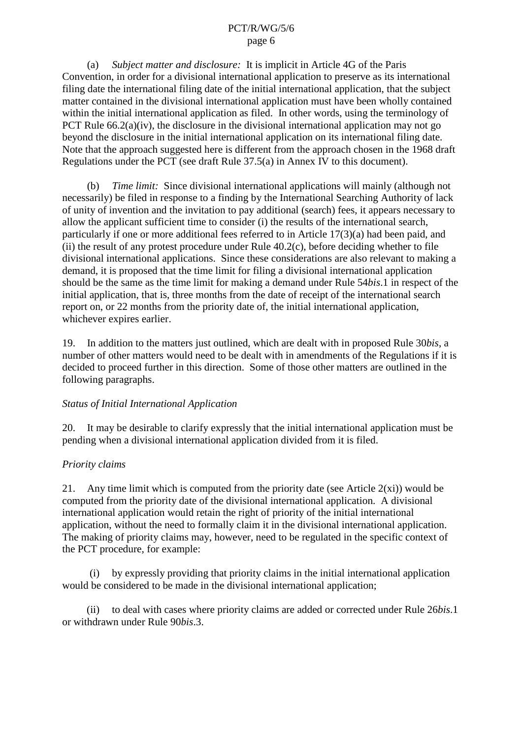(a) *Subject matter and disclosure:* It is implicit in Article 4G of the Paris Convention, in order for a divisional international application to preserve as its international filing date the international filing date of the initial international application, that the subject matter contained in the divisional international application must have been wholly contained within the initial international application as filed. In other words, using the terminology of PCT Rule 66.2(a)(iv), the disclosure in the divisional international application may not go beyond the disclosure in the initial international application on its international filing date. Note that the approach suggested here is different from the approach chosen in the 1968 draft Regulations under the PCT (see draft Rule 37.5(a) in Annex IV to this document).

(b) *Time limit:* Since divisional international applications will mainly (although not necessarily) be filed in response to a finding by the International Searching Authority of lack of unity of invention and the invitation to pay additional (search) fees, it appears necessary to allow the applicant sufficient time to consider (i) the results of the international search, particularly if one or more additional fees referred to in Article 17(3)(a) had been paid, and (ii) the result of any protest procedure under Rule 40.2(c), before deciding whether to file divisional international applications. Since these considerations are also relevant to making a demand, it is proposed that the time limit for filing a divisional international application should be the same as the time limit for making a demand under Rule 54*bis*.1 in respect of the initial application, that is, three months from the date of receipt of the international search report on, or 22 months from the priority date of, the initial international application, whichever expires earlier.

19. In addition to the matters just outlined, which are dealt with in proposed Rule 30*bis*, a number of other matters would need to be dealt with in amendments of the Regulations if it is decided to proceed further in this direction. Some of those other matters are outlined in the following paragraphs.

*Status of Initial International Application*

20. It may be desirable to clarify expressly that the initial international application must be pending when a divisional international application divided from it is filed.

*Priority claims*

21. Any time limit which is computed from the priority date (see Article 2(xi)) would be computed from the priority date of the divisional international application. A divisional international application would retain the right of priority of the initial international application, without the need to formally claim it in the divisional international application. The making of priority claims may, however, need to be regulated in the specific context of the PCT procedure, for example:

(i) by expressly providing that priority claims in the initial international application would be considered to be made in the divisional international application;

(ii) to deal with cases where priority claims are added or corrected under Rule 26*bis*.1 or withdrawn under Rule 90*bis*.3.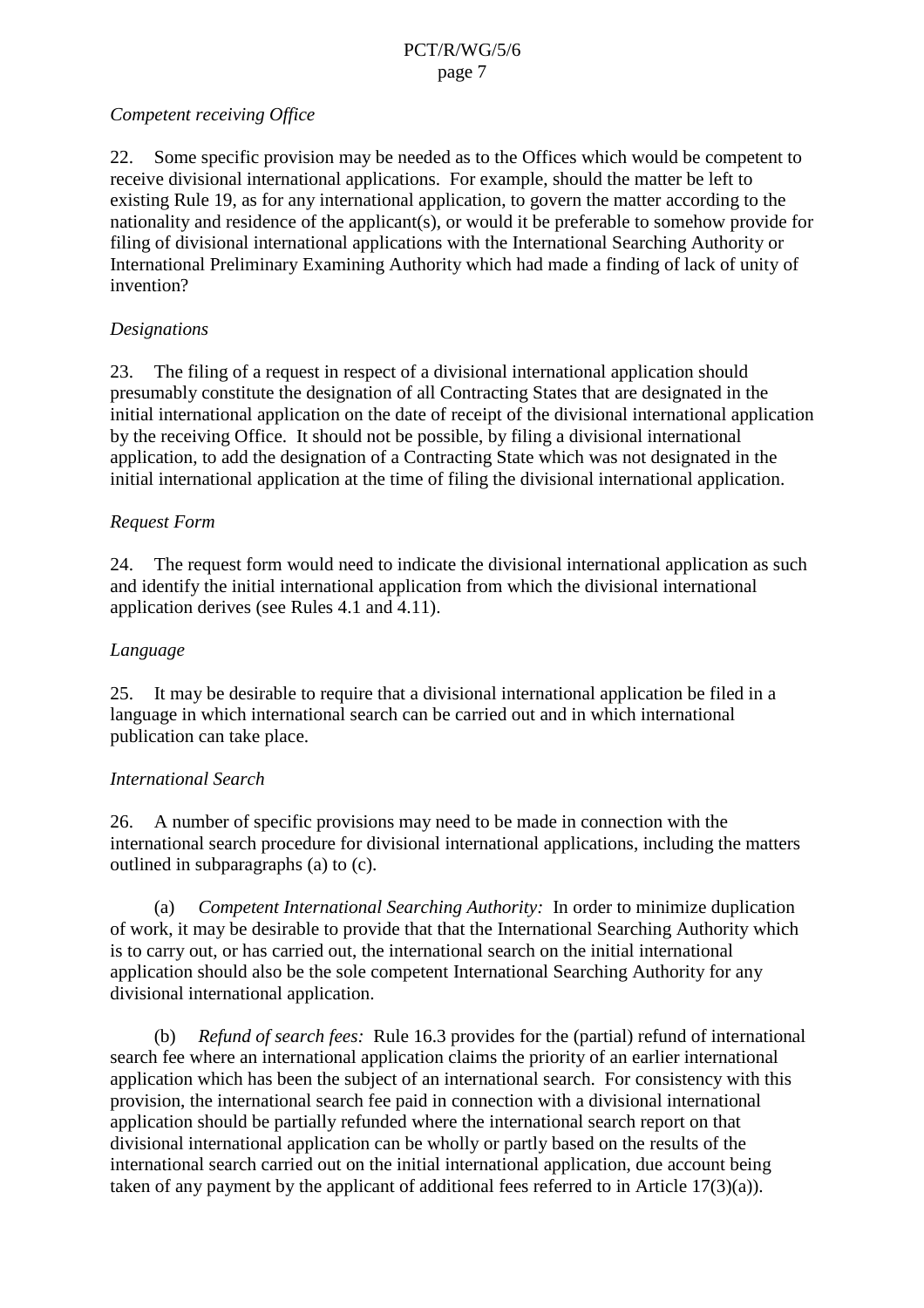*Competent receiving Office*

22. Some specific provision may be needed as to the Offices which would be competent to receive divisional international applications. For example, should the matter be left to existing Rule 19, as for any international application, to govern the matter according to the nationality and residence of the applicant(s), or would it be preferable to somehow provide for filing of divisional international applications with the International Searching Authority or International Preliminary Examining Authority which had made a finding of lack of unity of invention?

*Designations*

23. The filing of a request in respect of a divisional international application should presumably constitute the designation of all Contracting States that are designated in the initial international application on the date of receipt of the divisional international application by the receiving Office. It should not be possible, by filing a divisional international application, to add the designation of a Contracting State which was not designated in the initial international application at the time of filing the divisional international application.

*Request Form*

24. The request form would need to indicate the divisional international application as such and identify the initial international application from which the divisional international application derives (see Rules 4.1 and 4.11).

*Language*

25. It may be desirable to require that a divisional international application be filed in a language in which international search can be carried out and in which international publication can take place.

*International Search*

26. A number of specific provisions may need to be made in connection with the international search procedure for divisional international applications, including the matters outlined in subparagraphs (a) to (c).

(a) *Competent International Searching Authority:* In order to minimize duplication of work, it may be desirable to provide that that the International Searching Authority which is to carry out, or has carried out, the international search on the initial international application should also be the sole competent International Searching Authority for any divisional international application.

(b) *Refund of search fees:* Rule 16.3 provides for the (partial) refund of international search fee where an international application claims the priority of an earlier international application which has been the subject of an international search. For consistency with this provision, the international search fee paid in connection with a divisional international application should be partially refunded where the international search report on that divisional international application can be wholly or partly based on the results of the international search carried out on the initial international application, due account being taken of any payment by the applicant of additional fees referred to in Article 17(3)(a)).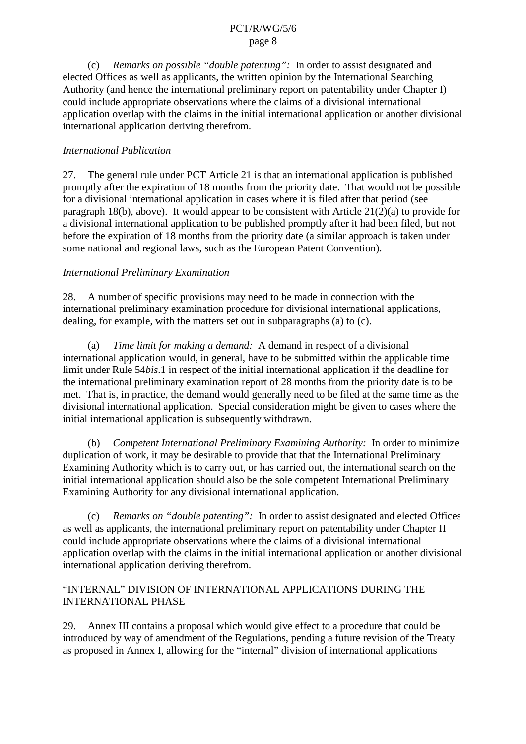(c) *Remarks on possible "double patenting":* In order to assist designated and elected Offices as well as applicants, the written opinion by the International Searching Authority (and hence the international preliminary report on patentability under Chapter I) could include appropriate observations where the claims of a divisional international application overlap with the claims in the initial international application or another divisional international application deriving therefrom.

*International Publication*

27. The general rule under PCT Article 21 is that an international application is published promptly after the expiration of 18 months from the priority date. That would not be possible for a divisional international application in cases where it is filed after that period (see paragraph 18(b), above). It would appear to be consistent with Article 21(2)(a) to provide for a divisional international application to be published promptly after it had been filed, but not before the expiration of 18 months from the priority date (a similar approach is taken under some national and regional laws, such as the European Patent Convention).

*International Preliminary Examination*

28. A number of specific provisions may need to be made in connection with the international preliminary examination procedure for divisional international applications, dealing, for example, with the matters set out in subparagraphs (a) to (c).

(a) *Time limit for making a demand:* A demand in respect of a divisional international application would, in general, have to be submitted within the applicable time limit under Rule 54*bis*.1 in respect of the initial international application if the deadline for the international preliminary examination report of 28 months from the priority date is to be met. That is, in practice, the demand would generally need to be filed at the same time as the divisional international application. Special consideration might be given to cases where the initial international application is subsequently withdrawn.

(b) *Competent International Preliminary Examining Authority:* In order to minimize duplication of work, it may be desirable to provide that that the International Preliminary Examining Authority which is to carry out, or has carried out, the international search on the initial international application should also be the sole competent International Preliminary Examining Authority for any divisional international application.

(c) *Remarks on "double patenting":* In order to assist designated and elected Offices as well as applicants, the international preliminary report on patentability under Chapter II could include appropriate observations where the claims of a divisional international application overlap with the claims in the initial international application or another divisional international application deriving therefrom.

"INTERNAL" DIVISION OF INTERNATIONAL APPLICATIONS DURING THE INTERNATIONAL PHASE

29. Annex III contains a proposal which would give effect to a procedure that could be introduced by way of amendment of the Regulations, pending a future revision of the Treaty as proposed in Annex I, allowing for the "internal" division of international applications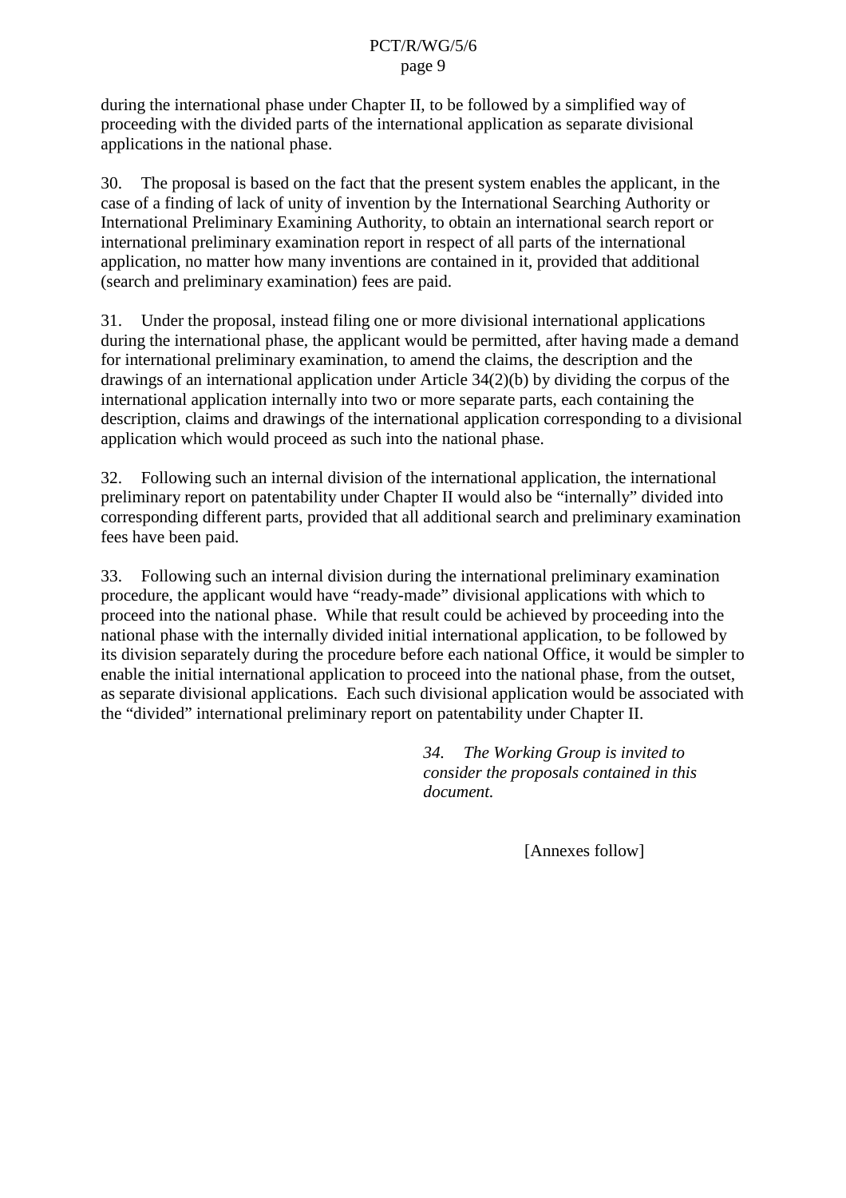during the international phase under Chapter II, to be followed by a simplified way of proceeding with the divided parts of the international application as separate divisional applications in the national phase.

30. The proposal is based on the fact that the present system enables the applicant, in the case of a finding of lack of unity of invention by the International Searching Authority or International Preliminary Examining Authority, to obtain an international search report or international preliminary examination report in respect of all parts of the international application, no matter how many inventions are contained in it, provided that additional (search and preliminary examination) fees are paid.

31. Under the proposal, instead filing one or more divisional international applications during the international phase, the applicant would be permitted, after having made a demand for international preliminary examination, to amend the claims, the description and the drawings of an international application under Article 34(2)(b) by dividing the corpus of the international application internally into two or more separate parts, each containing the description, claims and drawings of the international application corresponding to a divisional application which would proceed as such into the national phase.

32. Following such an internal division of the international application, the international preliminary report on patentability under Chapter II would also be "internally" divided into corresponding different parts, provided that all additional search and preliminary examination fees have been paid.

33. Following such an internal division during the international preliminary examination procedure, the applicant would have "ready-made" divisional applications with which to proceed into the national phase. While that result could be achieved by proceeding into the national phase with the internally divided initial international application, to be followed by its division separately during the procedure before each national Office, it would be simpler to enable the initial international application to proceed into the national phase, from the outset, as separate divisional applications. Each such divisional application would be associated with the "divided" international preliminary report on patentability under Chapter II.

*34. The Working Group is invited to consider the proposals contained in this document.*

[Annexes follow]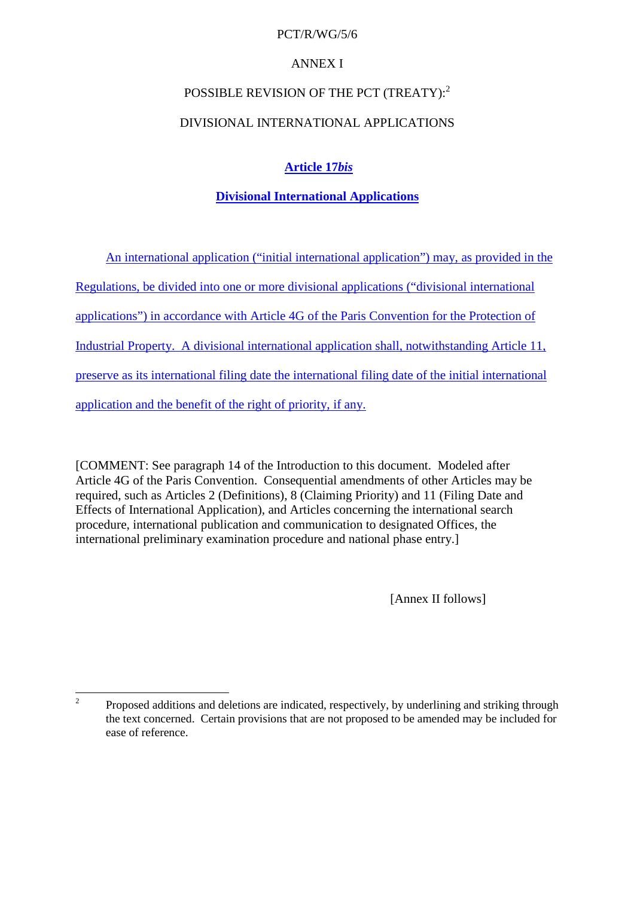PCT/R/WG/5/6

ANNEX I

POSSIBLE REVISION OF THE PCT (TREATY):[2]

DIVISIONAL INTERNATIONAL APPLICATIONS

## Article 17*bis*

## Divisional International Applications

An international application ("initial international application") may, as provided in the Regulations, be divided into one or more divisional applications ("divisional international applications") in accordance with Article 4G of the Paris Convention for the Protection of Industrial Property. A divisional international application shall, notwithstanding Article 11, preserve as its international filing date the international filing date of the initial international application and the benefit of the right of priority, if any.

[COMMENT: See paragraph 14 of the Introduction to this document. Modeled after Article 4G of the Paris Convention. Consequential amendments of other Articles may be required, such as Articles 2 (Definitions), 8 (Claiming Priority) and 11 (Filing Date and Effects of International Application), and Articles concerning the international search procedure, international publication and communication to designated Offices, the international preliminary examination procedure and national phase entry.]

[Annex II follows]

---

[2] Proposed additions and deletions are indicated, respectively, by underlining and striking through the text concerned. Certain provisions that are not proposed to be amended may be included for ease of reference.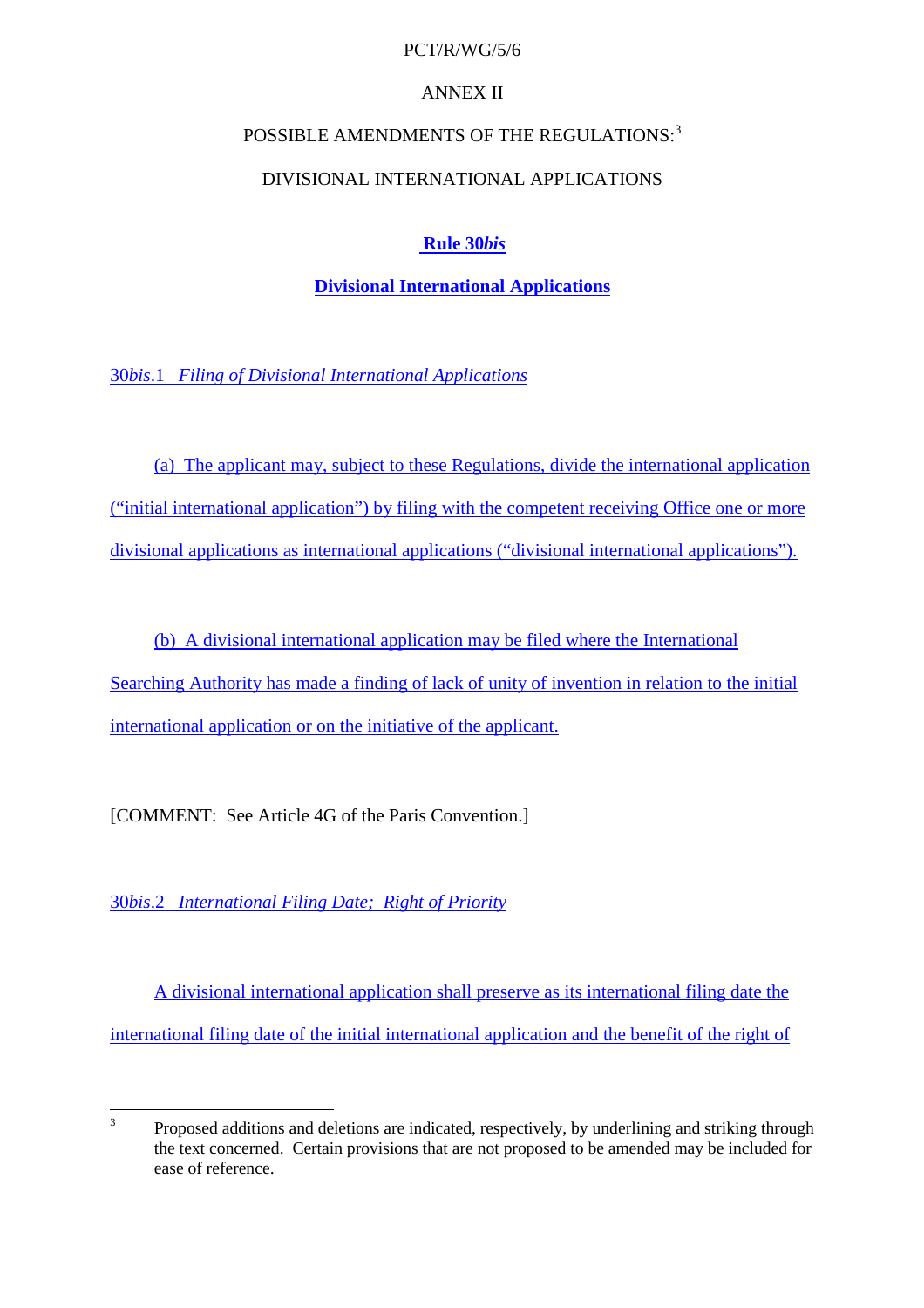ANNEX II

POSSIBLE AMENDMENTS OF THE REGULATIONS:[3]

DIVISIONAL INTERNATIONAL APPLICATIONS

## Rule 30*bis*

## Divisional International Applications

30*bis*.1 *Filing of Divisional International Applications*

(a) The applicant may, subject to these Regulations, divide the international application (“initial international application”) by filing with the competent receiving Office one or more divisional applications as international applications (“divisional international applications”).

(b) A divisional international application may be filed where the International Searching Authority has made a finding of lack of unity of invention in relation to the initial international application or on the initiative of the applicant.

[COMMENT: See Article 4G of the Paris Convention.]

30*bis*.2 *International Filing Date; Right of Priority*

A divisional international application shall preserve as its international filing date the international filing date of the initial international application and the benefit of the right of

---

[3] Proposed additions and deletions are indicated, respectively, by underlining and striking through the text concerned. Certain provisions that are not proposed to be amended may be included for ease of reference.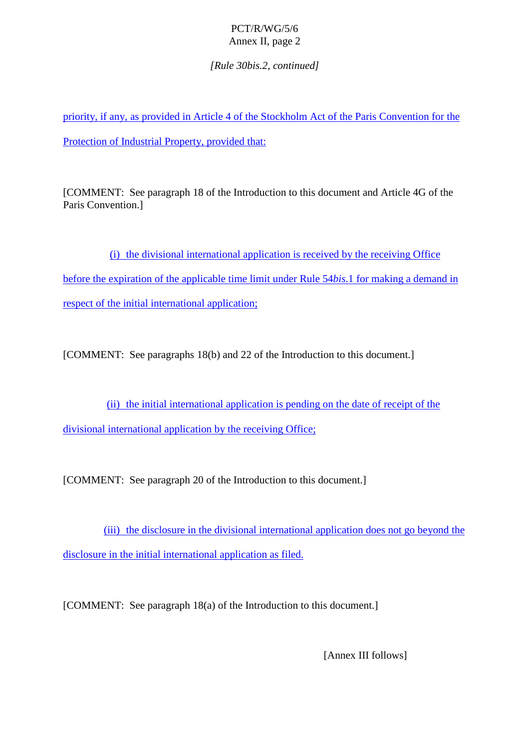*[Rule 30bis.2, continued]*

priority, if any, as provided in Article 4 of the Stockholm Act of the Paris Convention for the Protection of Industrial Property, provided that:

[COMMENT: See paragraph 18 of the Introduction to this document and Article 4G of the Paris Convention.]

(i) the divisional international application is received by the receiving Office before the expiration of the applicable time limit under Rule 54*bis*.1 for making a demand in respect of the initial international application;

[COMMENT: See paragraphs 18(b) and 22 of the Introduction to this document.]

(ii) the initial international application is pending on the date of receipt of the divisional international application by the receiving Office;

[COMMENT: See paragraph 20 of the Introduction to this document.]

(iii) the disclosure in the divisional international application does not go beyond the disclosure in the initial international application as filed.

[COMMENT: See paragraph 18(a) of the Introduction to this document.]

[Annex III follows]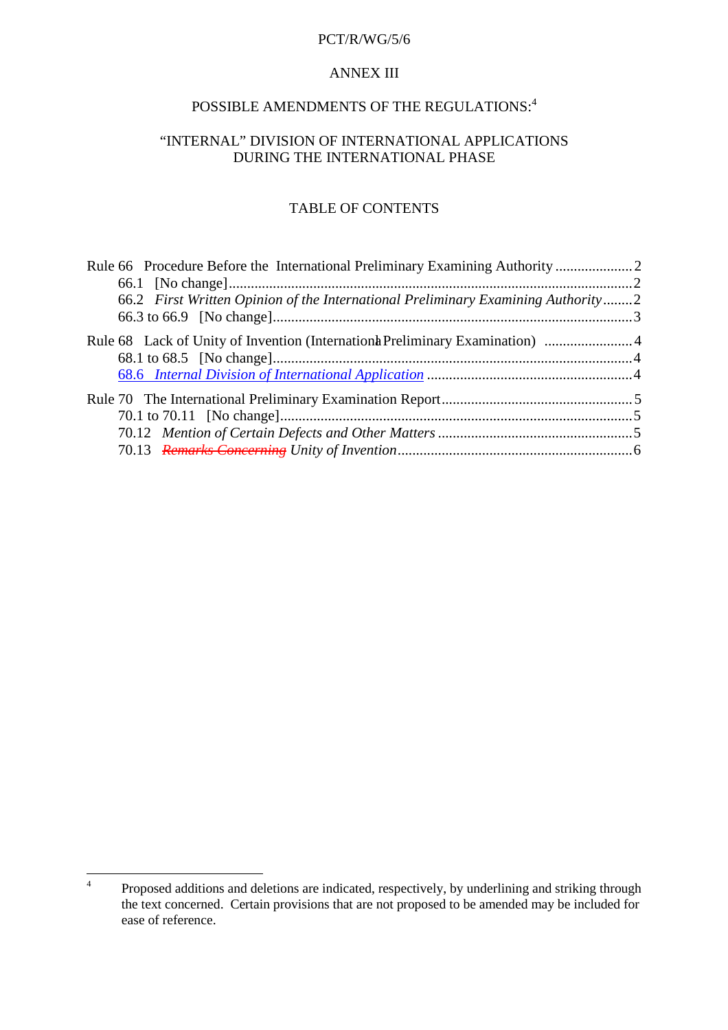ANNEX III

# POSSIBLE AMENDMENTS OF THE REGULATIONS:[4]

## "INTERNAL" DIVISION OF INTERNATIONAL APPLICATIONS DURING THE INTERNATIONAL PHASE

### TABLE OF CONTENTS

Rule 66 Procedure Before the International Preliminary Examining Authority ..................... 2
- 66.1 [No change] ..................... 2
- 66.2 *First Written Opinion of the International Preliminary Examining Authority* ........ 2
- 66.3 to 66.9 [No change] ..................... 3

Rule 68 Lack of Unity of Invention (International Preliminary Examination) ..................... 4
- 68.1 to 68.5 [No change] ..................... 4
- <u>68.6 *Internal Division of International Application*</u> ..................... 4

Rule 70 The International Preliminary Examination Report ..................... 5
- 70.1 to 70.11 [No change] ..................... 5
- 70.12 *Mention of Certain Defects and Other Matters* ..................... 5
- 70.13 ~~*Remarks Concerning*~~ *Unity of Invention* ..................... 6

---

[4] Proposed additions and deletions are indicated, respectively, by underlining and striking through the text concerned. Certain provisions that are not proposed to be amended may be included for ease of reference.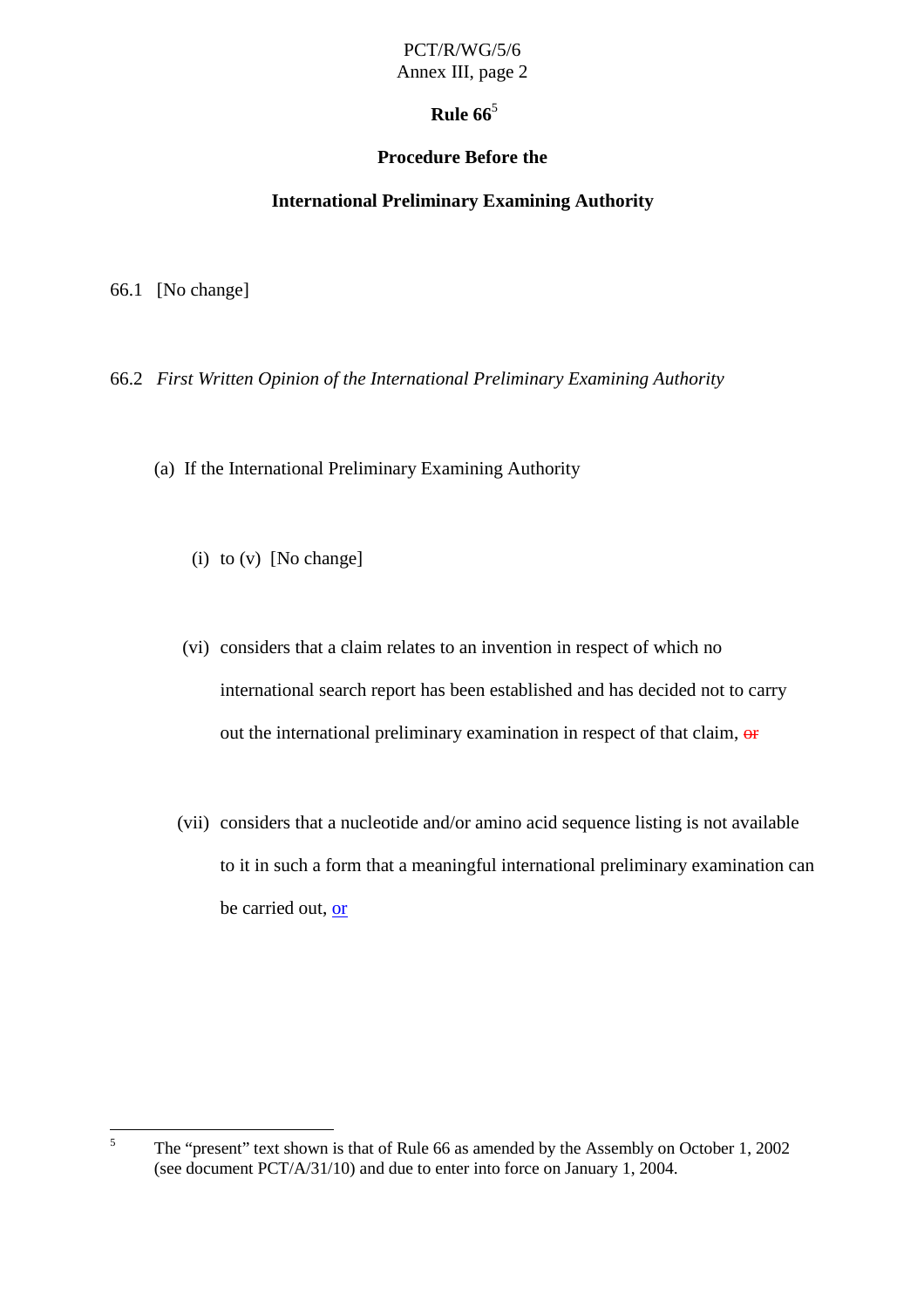## Rule 66[5]

### Procedure Before the

### International Preliminary Examining Authority

66.1 [No change]

66.2 *First Written Opinion of the International Preliminary Examining Authority*

(a) If the International Preliminary Examining Authority

(i) to (v) [No change]

(vi) considers that a claim relates to an invention in respect of which no international search report has been established and has decided not to carry out the international preliminary examination in respect of that claim, ~~or~~

(vii) considers that a nucleotide and/or amino acid sequence listing is not available to it in such a form that a meaningful international preliminary examination can be carried out, <u>or</u>

---

[5] The "present" text shown is that of Rule 66 as amended by the Assembly on October 1, 2002 (see document PCT/A/31/10) and due to enter into force on January 1, 2004.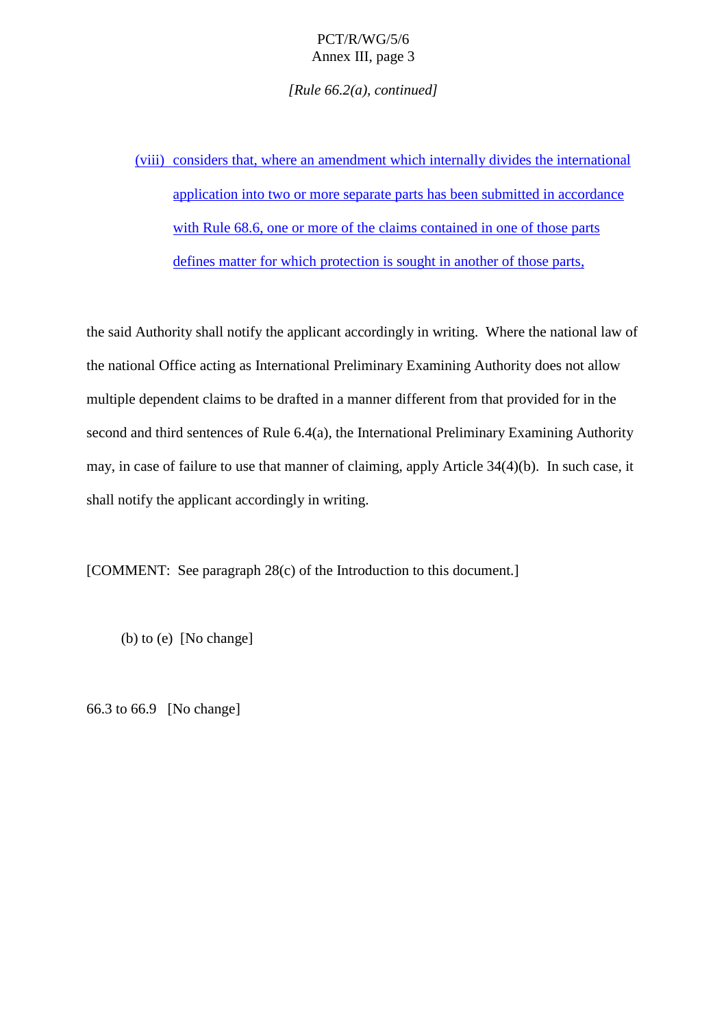*[Rule 66.2(a), continued]*

(viii) considers that, where an amendment which internally divides the international application into two or more separate parts has been submitted in accordance with Rule 68.6, one or more of the claims contained in one of those parts defines matter for which protection is sought in another of those parts,

the said Authority shall notify the applicant accordingly in writing. Where the national law of the national Office acting as International Preliminary Examining Authority does not allow multiple dependent claims to be drafted in a manner different from that provided for in the second and third sentences of Rule 6.4(a), the International Preliminary Examining Authority may, in case of failure to use that manner of claiming, apply Article 34(4)(b). In such case, it shall notify the applicant accordingly in writing.

[COMMENT: See paragraph 28(c) of the Introduction to this document.]

(b) to (e) [No change]

66.3 to 66.9 [No change]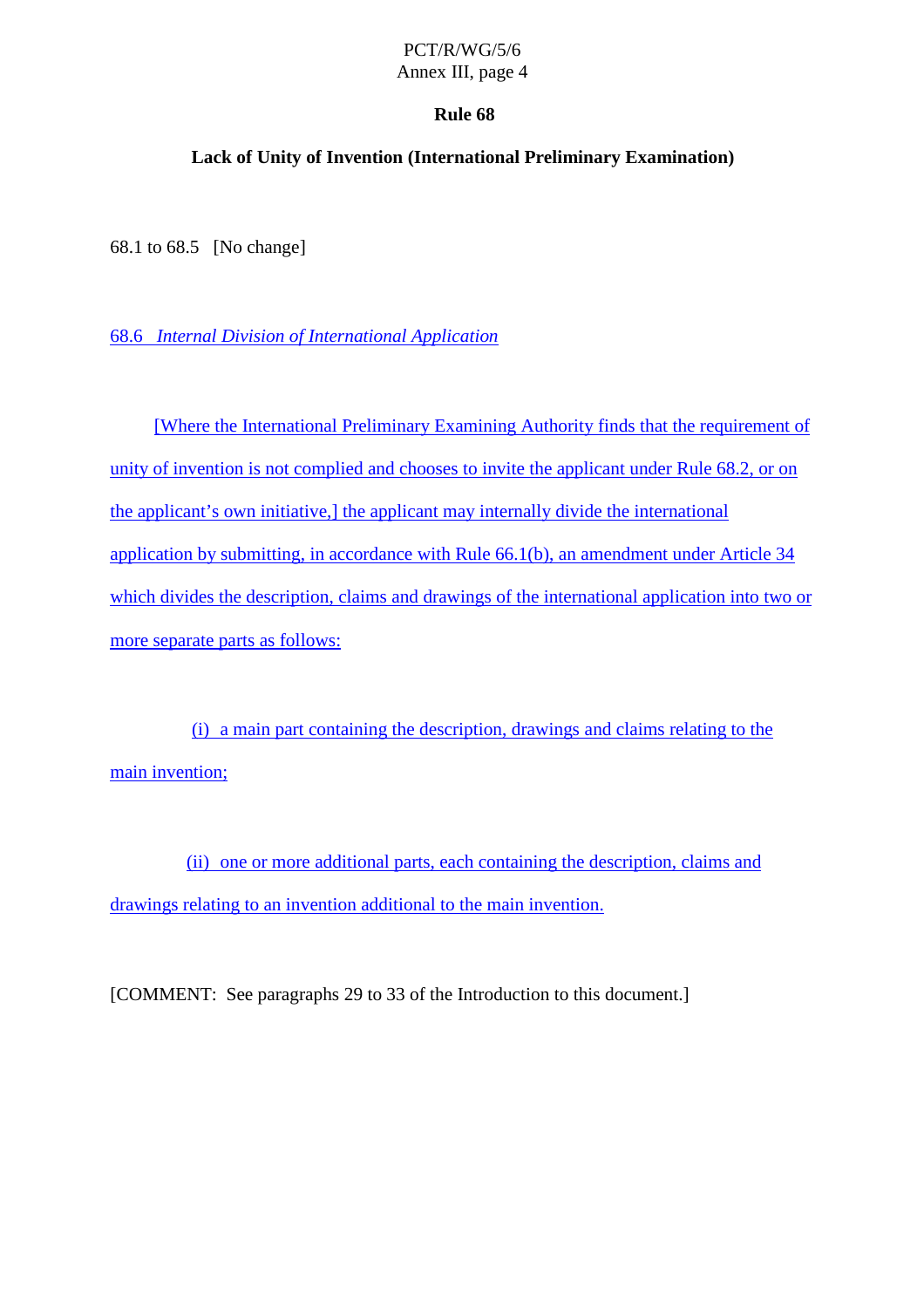# Rule 68

## Lack of Unity of Invention (International Preliminary Examination)

68.1 to 68.5 [No change]

68.6 *Internal Division of International Application*

[Where the International Preliminary Examining Authority finds that the requirement of unity of invention is not complied and chooses to invite the applicant under Rule 68.2, or on the applicant's own initiative,] the applicant may internally divide the international application by submitting, in accordance with Rule 66.1(b), an amendment under Article 34 which divides the description, claims and drawings of the international application into two or more separate parts as follows:

(i) a main part containing the description, drawings and claims relating to the main invention;

(ii) one or more additional parts, each containing the description, claims and drawings relating to an invention additional to the main invention.

[COMMENT: See paragraphs 29 to 33 of the Introduction to this document.]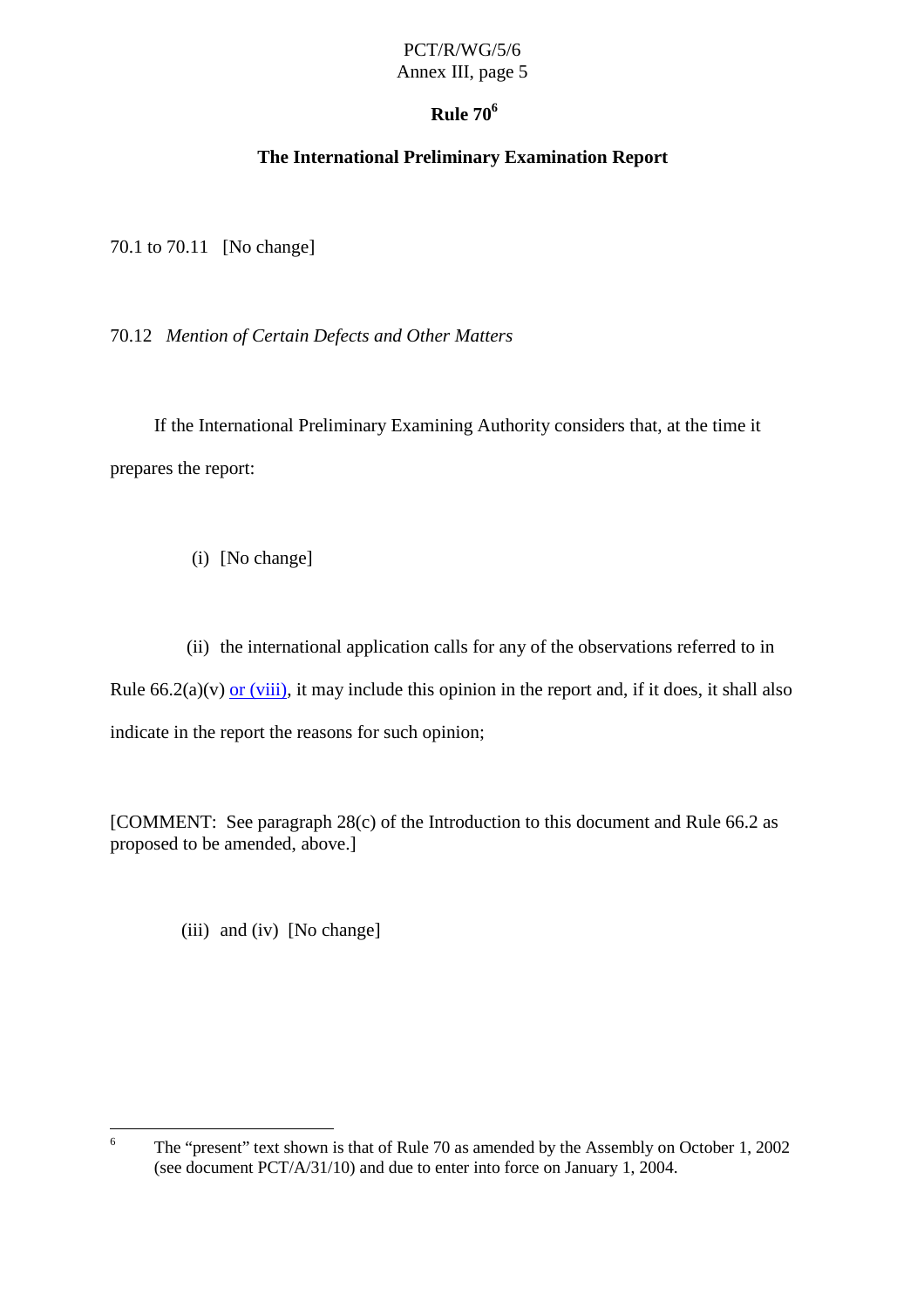## Rule 70[6]

### The International Preliminary Examination Report

70.1 to 70.11   [No change]

70.12   *Mention of Certain Defects and Other Matters*

If the International Preliminary Examining Authority considers that, at the time it prepares the report:

(i)  [No change]

(ii)  the international application calls for any of the observations referred to in Rule 66.2(a)(v) or (viii), it may include this opinion in the report and, if it does, it shall also indicate in the report the reasons for such opinion;

[COMMENT:  See paragraph 28(c) of the Introduction to this document and Rule 66.2 as proposed to be amended, above.]

(iii)  and (iv)  [No change]

---

[6] The "present" text shown is that of Rule 70 as amended by the Assembly on October 1, 2002 (see document PCT/A/31/10) and due to enter into force on January 1, 2004.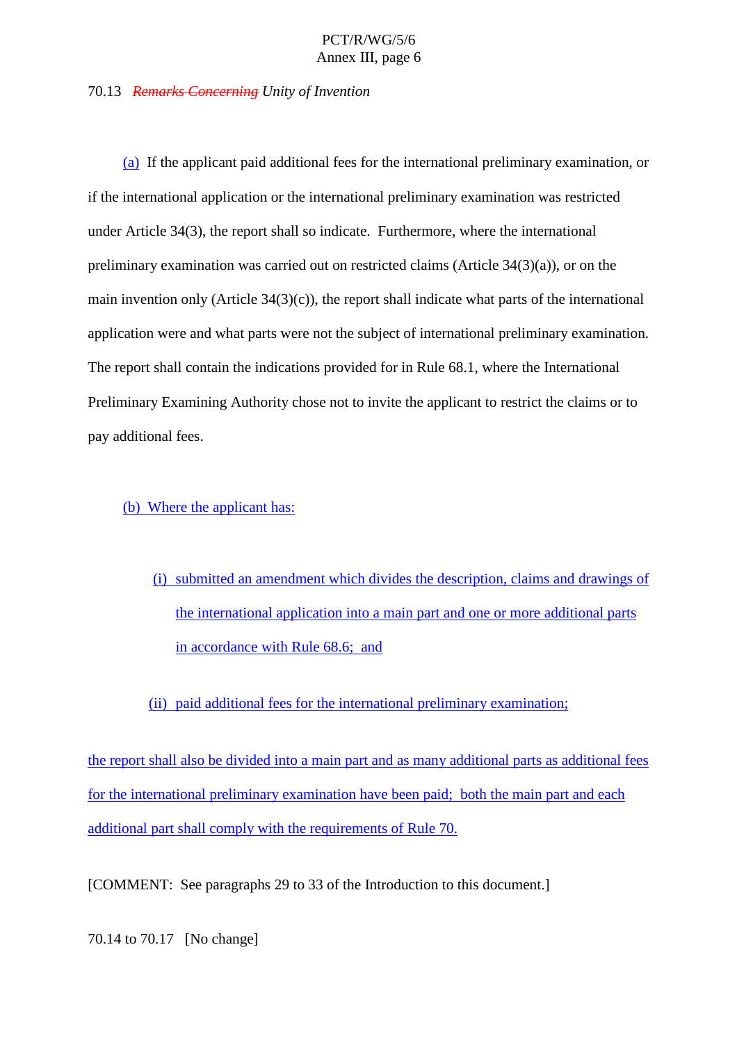70.13 ~~*Remarks Concerning*~~ *Unity of Invention*

(a) If the applicant paid additional fees for the international preliminary examination, or if the international application or the international preliminary examination was restricted under Article 34(3), the report shall so indicate. Furthermore, where the international preliminary examination was carried out on restricted claims (Article 34(3)(a)), or on the main invention only (Article 34(3)(c)), the report shall indicate what parts of the international application were and what parts were not the subject of international preliminary examination. The report shall contain the indications provided for in Rule 68.1, where the International Preliminary Examining Authority chose not to invite the applicant to restrict the claims or to pay additional fees.

(b) Where the applicant has:

(i) submitted an amendment which divides the description, claims and drawings of the international application into a main part and one or more additional parts in accordance with Rule 68.6; and

(ii) paid additional fees for the international preliminary examination;

the report shall also be divided into a main part and as many additional parts as additional fees for the international preliminary examination have been paid; both the main part and each additional part shall comply with the requirements of Rule 70.

[COMMENT: See paragraphs 29 to 33 of the Introduction to this document.]

70.14 to 70.17 [No change]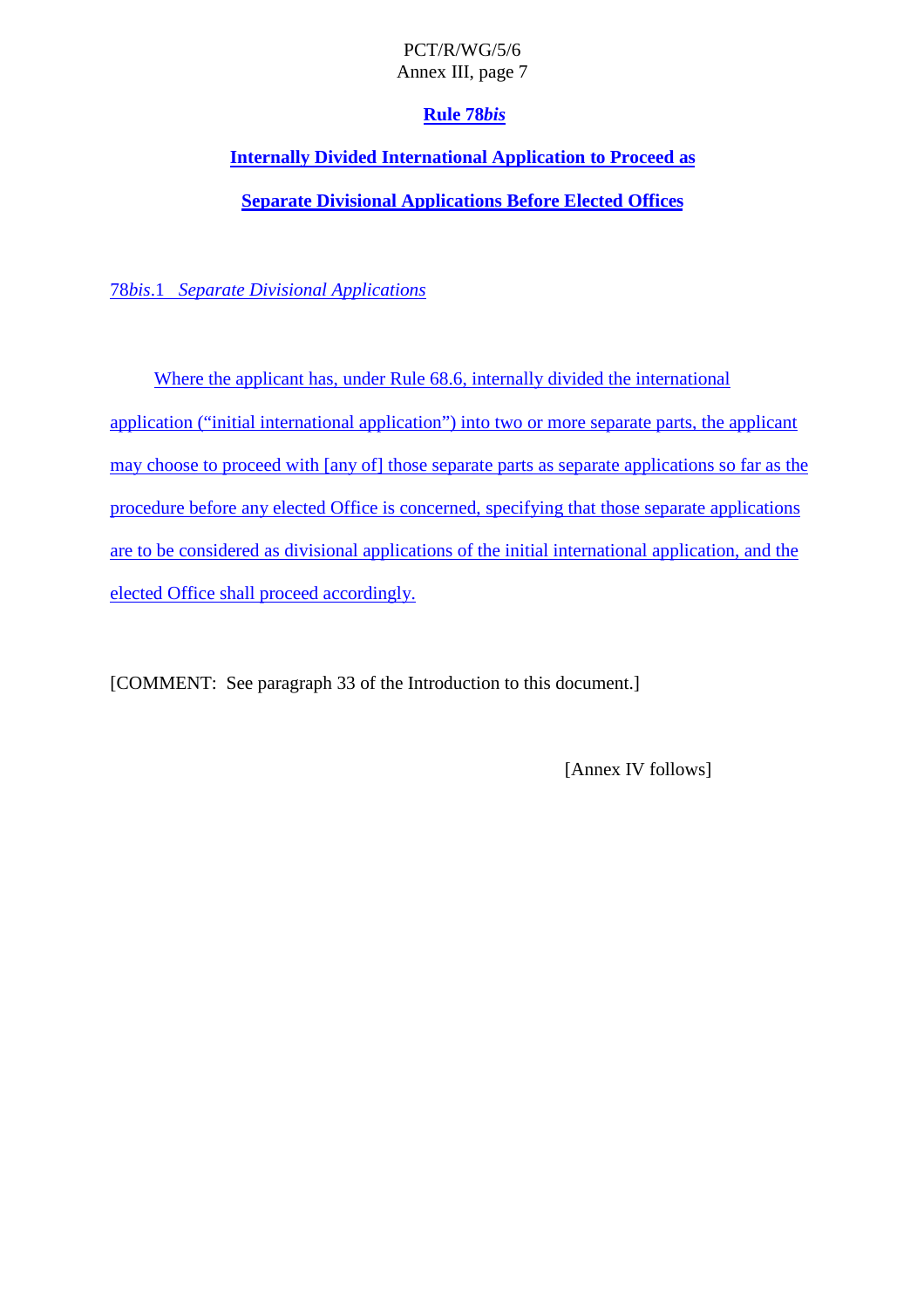## Rule 78*bis*

## Internally Divided International Application to Proceed as Separate Divisional Applications Before Elected Offices

*78bis.1 Separate Divisional Applications*

Where the applicant has, under Rule 68.6, internally divided the international application ("initial international application") into two or more separate parts, the applicant may choose to proceed with [any of] those separate parts as separate applications so far as the procedure before any elected Office is concerned, specifying that those separate applications are to be considered as divisional applications of the initial international application, and the elected Office shall proceed accordingly.

[COMMENT: See paragraph 33 of the Introduction to this document.]

[Annex IV follows]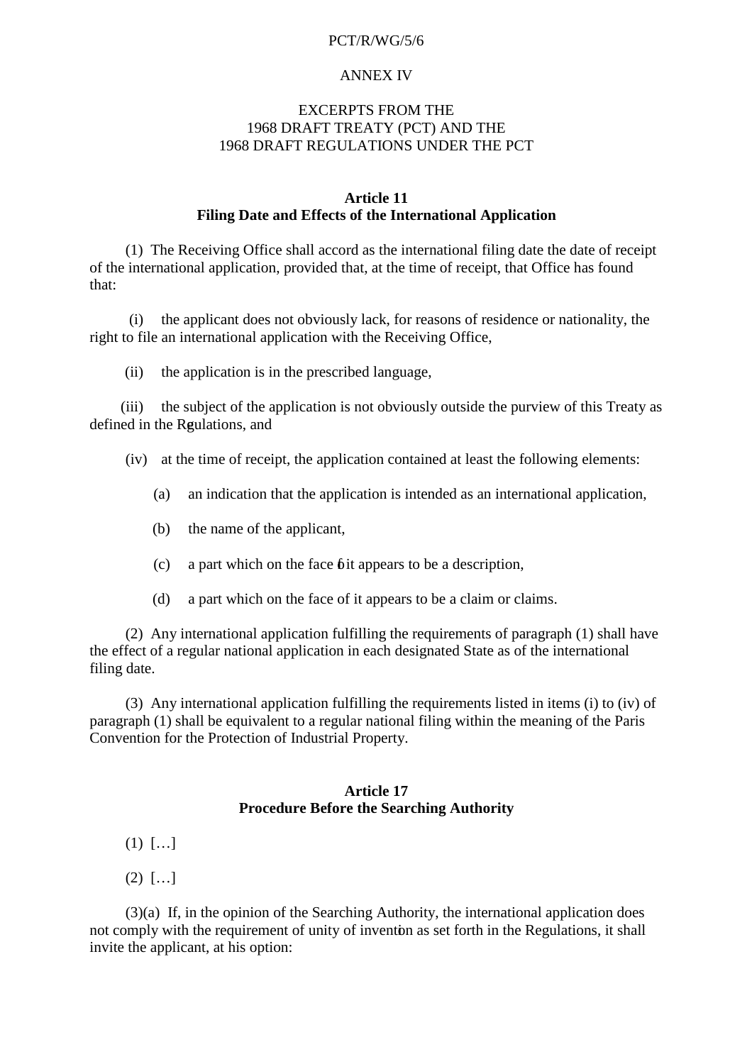ANNEX IV

EXCERPTS FROM THE
1968 DRAFT TREATY (PCT) AND THE
1968 DRAFT REGULATIONS UNDER THE PCT

**Article 11**
**Filing Date and Effects of the International Application**

(1) The Receiving Office shall accord as the international filing date the date of receipt of the international application, provided that, at the time of receipt, that Office has found that:

(i) the applicant does not obviously lack, for reasons of residence or nationality, the right to file an international application with the Receiving Office,

(ii) the application is in the prescribed language,

(iii) the subject of the application is not obviously outside the purview of this Treaty as defined in the Regulations, and

(iv) at the time of receipt, the application contained at least the following elements:

(a) an indication that the application is intended as an international application,

(b) the name of the applicant,

(c) a part which on the face of it appears to be a description,

(d) a part which on the face of it appears to be a claim or claims.

(2) Any international application fulfilling the requirements of paragraph (1) shall have the effect of a regular national application in each designated State as of the international filing date.

(3) Any international application fulfilling the requirements listed in items (i) to (iv) of paragraph (1) shall be equivalent to a regular national filing within the meaning of the Paris Convention for the Protection of Industrial Property.

**Article 17**
**Procedure Before the Searching Authority**

(1) […]

(2) […]

(3)(a) If, in the opinion of the Searching Authority, the international application does not comply with the requirement of unity of invention as set forth in the Regulations, it shall invite the applicant, at his option: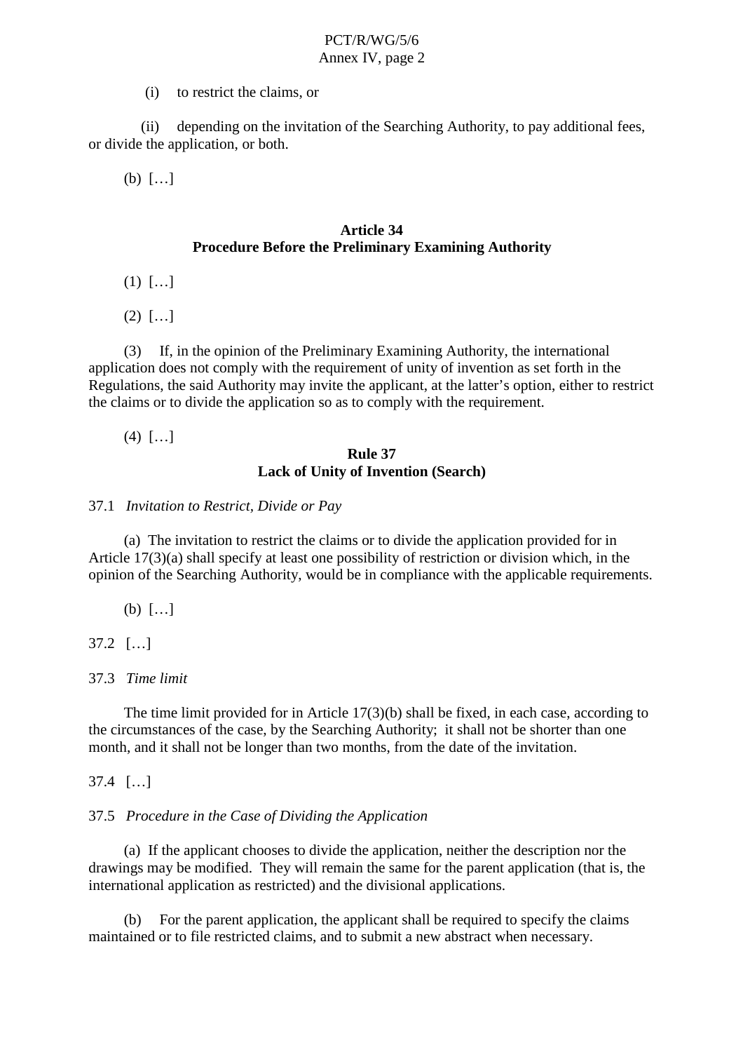(i) to restrict the claims, or

(ii) depending on the invitation of the Searching Authority, to pay additional fees, or divide the application, or both.

(b) […]

**Article 34**
**Procedure Before the Preliminary Examining Authority**

(1) […]

(2) […]

(3) If, in the opinion of the Preliminary Examining Authority, the international application does not comply with the requirement of unity of invention as set forth in the Regulations, the said Authority may invite the applicant, at the latter's option, either to restrict the claims or to divide the application so as to comply with the requirement.

(4) […]

**Rule 37**
**Lack of Unity of Invention (Search)**

37.1 *Invitation to Restrict, Divide or Pay*

(a) The invitation to restrict the claims or to divide the application provided for in Article 17(3)(a) shall specify at least one possibility of restriction or division which, in the opinion of the Searching Authority, would be in compliance with the applicable requirements.

(b) […]

37.2 […]

37.3 *Time limit*

The time limit provided for in Article 17(3)(b) shall be fixed, in each case, according to the circumstances of the case, by the Searching Authority; it shall not be shorter than one month, and it shall not be longer than two months, from the date of the invitation.

37.4 […]

37.5 *Procedure in the Case of Dividing the Application*

(a) If the applicant chooses to divide the application, neither the description nor the drawings may be modified. They will remain the same for the parent application (that is, the international application as restricted) and the divisional applications.

(b) For the parent application, the applicant shall be required to specify the claims maintained or to file restricted claims, and to submit a new abstract when necessary.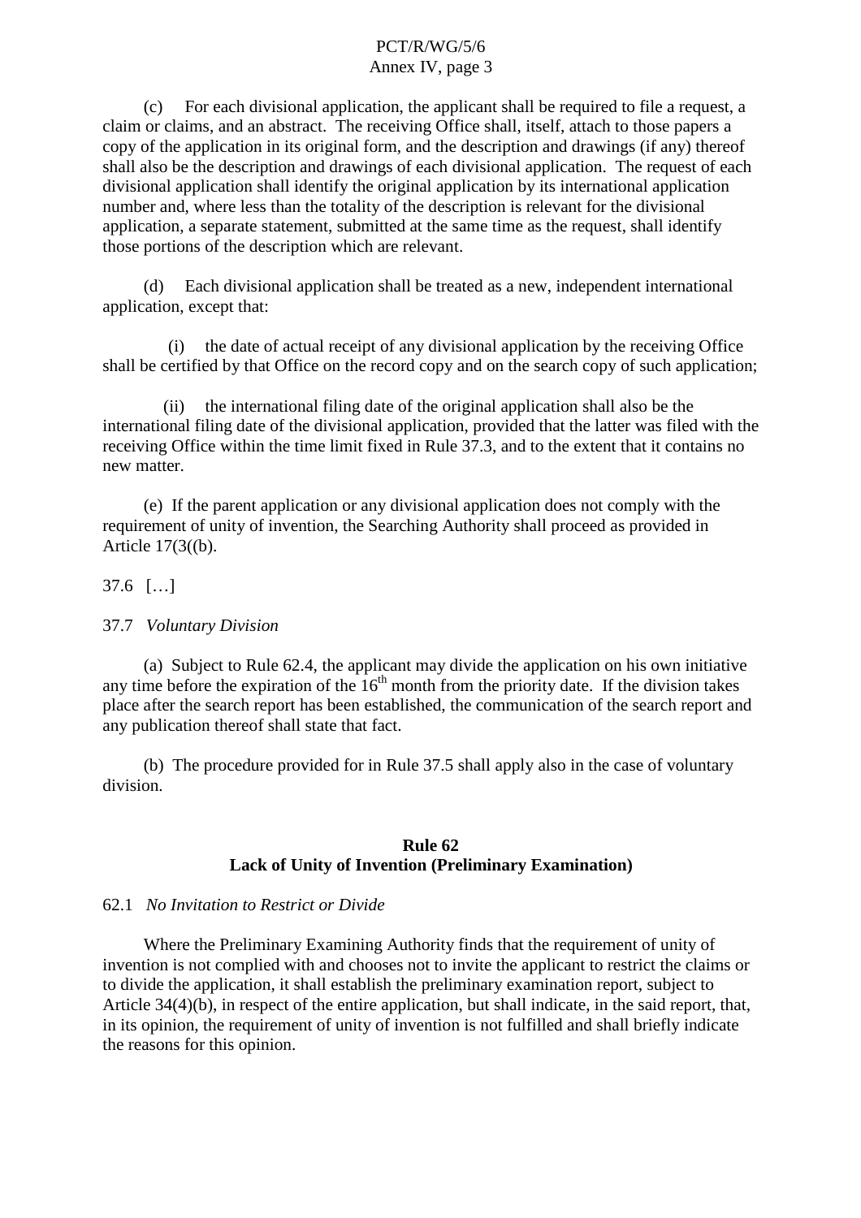(c) For each divisional application, the applicant shall be required to file a request, a claim or claims, and an abstract. The receiving Office shall, itself, attach to those papers a copy of the application in its original form, and the description and drawings (if any) thereof shall also be the description and drawings of each divisional application. The request of each divisional application shall identify the original application by its international application number and, where less than the totality of the description is relevant for the divisional application, a separate statement, submitted at the same time as the request, shall identify those portions of the description which are relevant.

(d) Each divisional application shall be treated as a new, independent international application, except that:

(i) the date of actual receipt of any divisional application by the receiving Office shall be certified by that Office on the record copy and on the search copy of such application;

(ii) the international filing date of the original application shall also be the international filing date of the divisional application, provided that the latter was filed with the receiving Office within the time limit fixed in Rule 37.3, and to the extent that it contains no new matter.

(e) If the parent application or any divisional application does not comply with the requirement of unity of invention, the Searching Authority shall proceed as provided in Article 17(3((b).

37.6 […]

37.7 *Voluntary Division*

(a) Subject to Rule 62.4, the applicant may divide the application on his own initiative any time before the expiration of the 16th month from the priority date. If the division takes place after the search report has been established, the communication of the search report and any publication thereof shall state that fact.

(b) The procedure provided for in Rule 37.5 shall apply also in the case of voluntary division.

## Rule 62
## Lack of Unity of Invention (Preliminary Examination)

62.1 *No Invitation to Restrict or Divide*

Where the Preliminary Examining Authority finds that the requirement of unity of invention is not complied with and chooses not to invite the applicant to restrict the claims or to divide the application, it shall establish the preliminary examination report, subject to Article 34(4)(b), in respect of the entire application, but shall indicate, in the said report, that, in its opinion, the requirement of unity of invention is not fulfilled and shall briefly indicate the reasons for this opinion.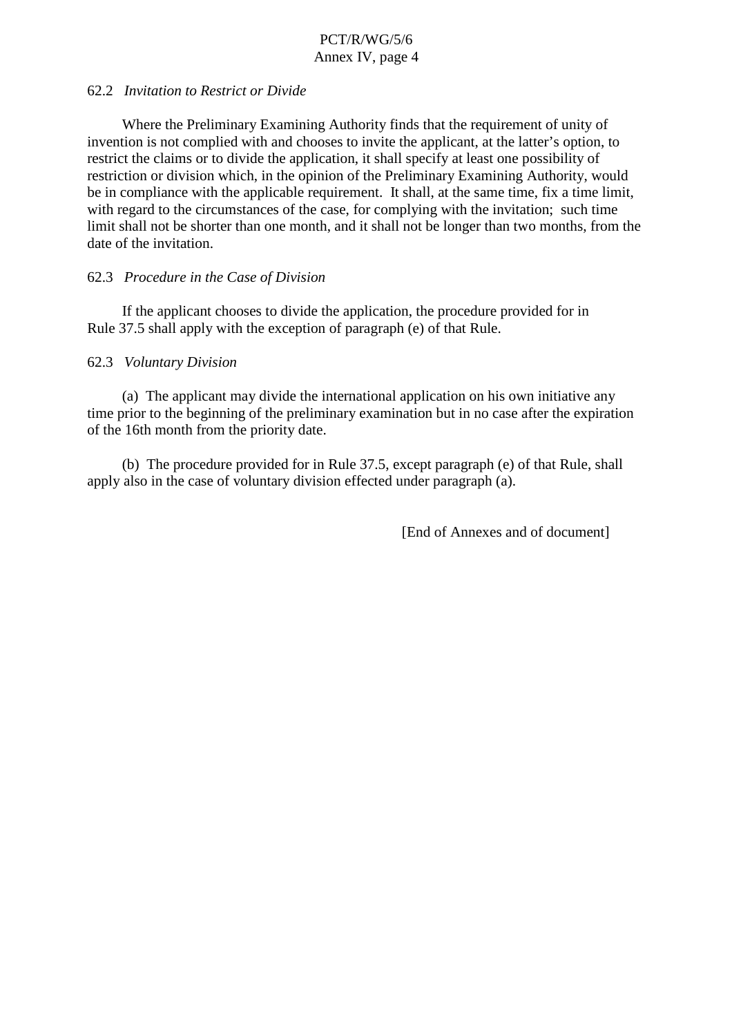62.2 *Invitation to Restrict or Divide*

Where the Preliminary Examining Authority finds that the requirement of unity of invention is not complied with and chooses to invite the applicant, at the latter's option, to restrict the claims or to divide the application, it shall specify at least one possibility of restriction or division which, in the opinion of the Preliminary Examining Authority, would be in compliance with the applicable requirement. It shall, at the same time, fix a time limit, with regard to the circumstances of the case, for complying with the invitation; such time limit shall not be shorter than one month, and it shall not be longer than two months, from the date of the invitation.

62.3 *Procedure in the Case of Division*

If the applicant chooses to divide the application, the procedure provided for in Rule 37.5 shall apply with the exception of paragraph (e) of that Rule.

62.3 *Voluntary Division*

(a) The applicant may divide the international application on his own initiative any time prior to the beginning of the preliminary examination but in no case after the expiration of the 16th month from the priority date.

(b) The procedure provided for in Rule 37.5, except paragraph (e) of that Rule, shall apply also in the case of voluntary division effected under paragraph (a).

[End of Annexes and of document]